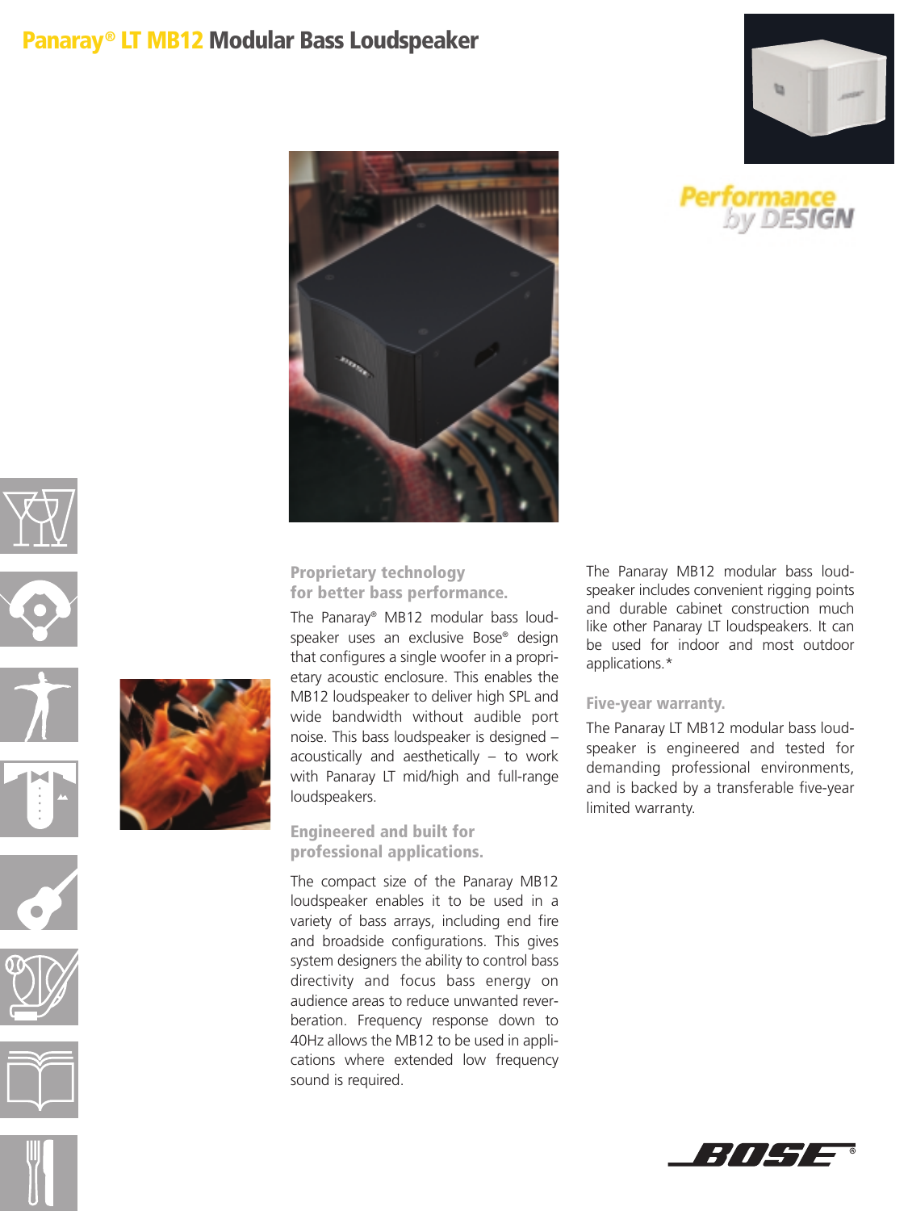# Panaray® LT MB12 Modular Bass Loudspeaker

Performance by DESIGN

## Proprietary technology for better bass performance.

The Panaray® MB12 modular bass loudspeaker uses an exclusive Bose® design that configures a single woofer in a proprietary acoustic enclosure. This enables the MB12 loudspeaker to deliver high SPL and wide bandwidth without audible port noise. This bass loudspeaker is designed – acoustically and aesthetically – to work with Panaray LT mid/high and full-range loudspeakers.

## Engineered and built for professional applications.

The compact size of the Panaray MB12 loudspeaker enables it to be used in a variety of bass arrays, including end fire and broadside configurations. This gives system designers the ability to control bass directivity and focus bass energy on audience areas to reduce unwanted reverberation. Frequency response down to 40Hz allows the MB12 to be used in applications where extended low frequency sound is required.

The Panaray MB12 modular bass loudspeaker includes convenient rigging points and durable cabinet construction much like other Panaray LT loudspeakers. It can be used for indoor and most outdoor applications.*

## Five-year warranty.

The Panaray LT MB12 modular bass loudspeaker is engineered and tested for demanding professional environments, and is backed by a transferable five-year limited warranty.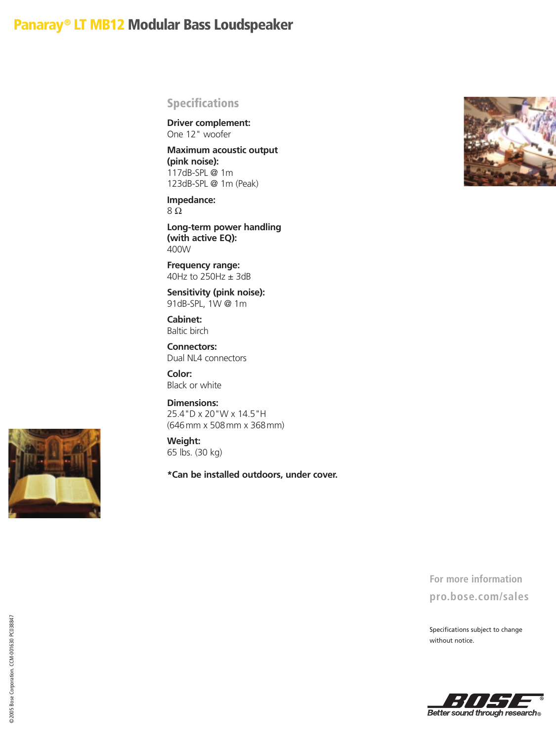# Panaray® LT MB12 Modular Bass Loudspeaker

## Specifications

**Driver complement:**
One 12" woofer

**Maximum acoustic output (pink noise):**
117dB-SPL @ 1m
123dB-SPL @ 1m (Peak)

**Impedance:**
8 Ω

**Long-term power handling (with active EQ):**
400W

**Frequency range:**
40Hz to 250Hz ± 3dB

**Sensitivity (pink noise):**
91dB-SPL, 1W @ 1m

**Cabinet:**
Baltic birch

**Connectors:**
Dual NL4 connectors

**Color:**
Black or white

**Dimensions:**
25.4"D x 20"W x 14.5"H
(646 mm x 508 mm x 368 mm)

**Weight:**
65 lbs. (30 kg)

**\*Can be installed outdoors, under cover.**

For more information

pro.bose.com/sales

Specifications subject to change without notice.

BOSE® Better sound through research®

© 2005 Bose Corporation. CCM-001630 PC038847